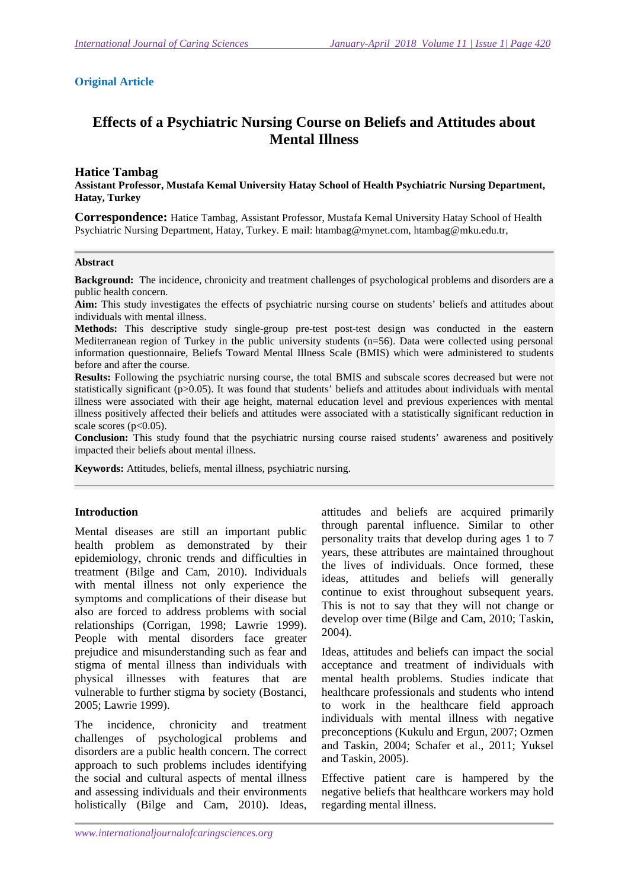**Original Article**

# Effects of a Psychiatric Nursing Course on Beliefs and Attitudes about Mental Illness

**Hatice Tambag**

**Assistant Professor, Mustafa Kemal University Hatay School of Health Psychiatric Nursing Department, Hatay, Turkey**

**Correspondence:** Hatice Tambag, Assistant Professor, Mustafa Kemal University Hatay School of Health Psychiatric Nursing Department, Hatay, Turkey. E mail: htambag@mynet.com, htambag@mku.edu.tr,

**Abstract**

**Background:** The incidence, chronicity and treatment challenges of psychological problems and disorders are a public health concern.

**Aim:** This study investigates the effects of psychiatric nursing course on students' beliefs and attitudes about individuals with mental illness.

**Methods:** This descriptive study single-group pre-test post-test design was conducted in the eastern Mediterranean region of Turkey in the public university students (n=56). Data were collected using personal information questionnaire, Beliefs Toward Mental Illness Scale (BMIS) which were administered to students before and after the course.

**Results:** Following the psychiatric nursing course, the total BMIS and subscale scores decreased but were not statistically significant ($p>0.05$). It was found that students' beliefs and attitudes about individuals with mental illness were associated with their age height, maternal education level and previous experiences with mental illness positively affected their beliefs and attitudes were associated with a statistically significant reduction in scale scores ($p<0.05$).

**Conclusion:** This study found that the psychiatric nursing course raised students' awareness and positively impacted their beliefs about mental illness.

**Keywords:** Attitudes, beliefs, mental illness, psychiatric nursing.

## Introduction

Mental diseases are still an important public health problem as demonstrated by their epidemiology, chronic trends and difficulties in treatment (Bilge and Cam, 2010). Individuals with mental illness not only experience the symptoms and complications of their disease but also are forced to address problems with social relationships (Corrigan, 1998; Lawrie 1999). People with mental disorders face greater prejudice and misunderstanding such as fear and stigma of mental illness than individuals with physical illnesses with features that are vulnerable to further stigma by society (Bostanci, 2005; Lawrie 1999).

The incidence, chronicity and treatment challenges of psychological problems and disorders are a public health concern. The correct approach to such problems includes identifying the social and cultural aspects of mental illness and assessing individuals and their environments holistically (Bilge and Cam, 2010). Ideas, attitudes and beliefs are acquired primarily through parental influence. Similar to other personality traits that develop during ages 1 to 7 years, these attributes are maintained throughout the lives of individuals. Once formed, these ideas, attitudes and beliefs will generally continue to exist throughout subsequent years. This is not to say that they will not change or develop over time (Bilge and Cam, 2010; Taskin, 2004).

Ideas, attitudes and beliefs can impact the social acceptance and treatment of individuals with mental health problems. Studies indicate that healthcare professionals and students who intend to work in the healthcare field approach individuals with mental illness with negative preconceptions (Kukulu and Ergun, 2007; Ozmen and Taskin, 2004; Schafer et al., 2011; Yuksel and Taskin, 2005).

Effective patient care is hampered by the negative beliefs that healthcare workers may hold regarding mental illness.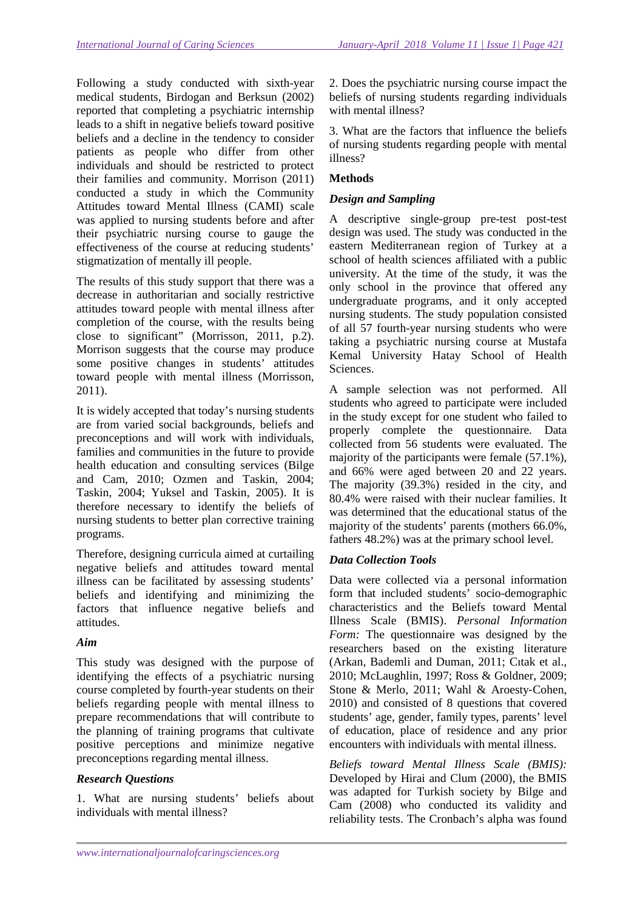Following a study conducted with sixth-year medical students, Birdogan and Berksun (2002) reported that completing a psychiatric internship leads to a shift in negative beliefs toward positive beliefs and a decline in the tendency to consider patients as people who differ from other individuals and should be restricted to protect their families and community. Morrison (2011) conducted a study in which the Community Attitudes toward Mental Illness (CAMI) scale was applied to nursing students before and after their psychiatric nursing course to gauge the effectiveness of the course at reducing students' stigmatization of mentally ill people.

The results of this study support that there was a decrease in authoritarian and socially restrictive attitudes toward people with mental illness after completion of the course, with the results being close to significant" (Morrisson, 2011, p.2). Morrison suggests that the course may produce some positive changes in students' attitudes toward people with mental illness (Morrisson, 2011).

It is widely accepted that today's nursing students are from varied social backgrounds, beliefs and preconceptions and will work with individuals, families and communities in the future to provide health education and consulting services (Bilge and Cam, 2010; Ozmen and Taskin, 2004; Taskin, 2004; Yuksel and Taskin, 2005). It is therefore necessary to identify the beliefs of nursing students to better plan corrective training programs.

Therefore, designing curricula aimed at curtailing negative beliefs and attitudes toward mental illness can be facilitated by assessing students' beliefs and identifying and minimizing the factors that influence negative beliefs and attitudes.

### *Aim*

This study was designed with the purpose of identifying the effects of a psychiatric nursing course completed by fourth-year students on their beliefs regarding people with mental illness to prepare recommendations that will contribute to the planning of training programs that cultivate positive perceptions and minimize negative preconceptions regarding mental illness.

### *Research Questions*

1. What are nursing students' beliefs about individuals with mental illness?

2. Does the psychiatric nursing course impact the beliefs of nursing students regarding individuals with mental illness?

3. What are the factors that influence the beliefs of nursing students regarding people with mental illness?

## Methods

### *Design and Sampling*

A descriptive single-group pre-test post-test design was used. The study was conducted in the eastern Mediterranean region of Turkey at a school of health sciences affiliated with a public university. At the time of the study, it was the only school in the province that offered any undergraduate programs, and it only accepted nursing students. The study population consisted of all 57 fourth-year nursing students who were taking a psychiatric nursing course at Mustafa Kemal University Hatay School of Health Sciences.

A sample selection was not performed. All students who agreed to participate were included in the study except for one student who failed to properly complete the questionnaire. Data collected from 56 students were evaluated. The majority of the participants were female (57.1%), and 66% were aged between 20 and 22 years. The majority (39.3%) resided in the city, and 80.4% were raised with their nuclear families. It was determined that the educational status of the majority of the students' parents (mothers 66.0%, fathers 48.2%) was at the primary school level.

### *Data Collection Tools*

Data were collected via a personal information form that included students' socio-demographic characteristics and the Beliefs toward Mental Illness Scale (BMIS). *Personal Information Form:* The questionnaire was designed by the researchers based on the existing literature (Arkan, Bademli and Duman, 2011; Cıtak et al., 2010; McLaughlin, 1997; Ross & Goldner, 2009; Stone & Merlo, 2011; Wahl & Aroesty-Cohen, 2010) and consisted of 8 questions that covered students' age, gender, family types, parents' level of education, place of residence and any prior encounters with individuals with mental illness.

*Beliefs toward Mental Illness Scale (BMIS):* Developed by Hirai and Clum (2000), the BMIS was adapted for Turkish society by Bilge and Cam (2008) who conducted its validity and reliability tests. The Cronbach's alpha was found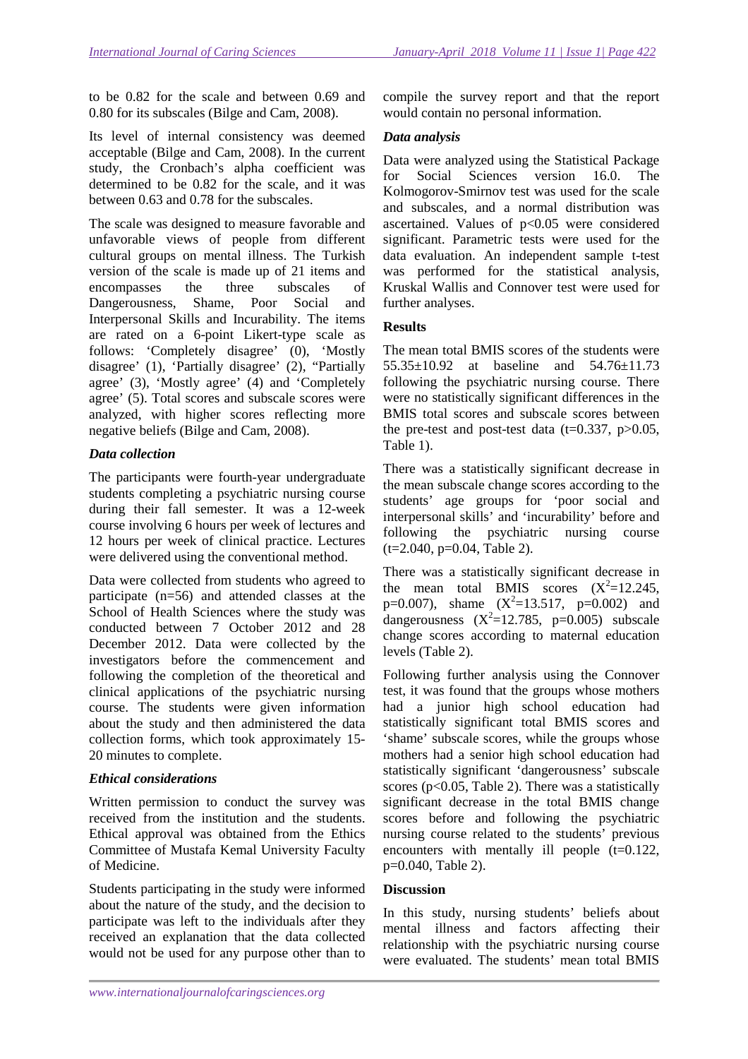to be 0.82 for the scale and between 0.69 and 0.80 for its subscales (Bilge and Cam, 2008).

Its level of internal consistency was deemed acceptable (Bilge and Cam, 2008). In the current study, the Cronbach's alpha coefficient was determined to be 0.82 for the scale, and it was between 0.63 and 0.78 for the subscales.

The scale was designed to measure favorable and unfavorable views of people from different cultural groups on mental illness. The Turkish version of the scale is made up of 21 items and encompasses the three subscales of Dangerousness, Shame, Poor Social and Interpersonal Skills and Incurability. The items are rated on a 6-point Likert-type scale as follows: 'Completely disagree' (0), 'Mostly disagree' (1), 'Partially disagree' (2), "Partially agree' (3), 'Mostly agree' (4) and 'Completely agree' (5). Total scores and subscale scores were analyzed, with higher scores reflecting more negative beliefs (Bilge and Cam, 2008).

### *Data collection*

The participants were fourth-year undergraduate students completing a psychiatric nursing course during their fall semester. It was a 12-week course involving 6 hours per week of lectures and 12 hours per week of clinical practice. Lectures were delivered using the conventional method.

Data were collected from students who agreed to participate (n=56) and attended classes at the School of Health Sciences where the study was conducted between 7 October 2012 and 28 December 2012. Data were collected by the investigators before the commencement and following the completion of the theoretical and clinical applications of the psychiatric nursing course. The students were given information about the study and then administered the data collection forms, which took approximately 15-20 minutes to complete.

### *Ethical considerations*

Written permission to conduct the survey was received from the institution and the students. Ethical approval was obtained from the Ethics Committee of Mustafa Kemal University Faculty of Medicine.

Students participating in the study were informed about the nature of the study, and the decision to participate was left to the individuals after they received an explanation that the data collected would not be used for any purpose other than to compile the survey report and that the report would contain no personal information.

### *Data analysis*

Data were analyzed using the Statistical Package for Social Sciences version 16.0. The Kolmogorov-Smirnov test was used for the scale and subscales, and a normal distribution was ascertained. Values of $p<0.05$ were considered significant. Parametric tests were used for the data evaluation. An independent sample t-test was performed for the statistical analysis, Kruskal Wallis and Connover test were used for further analyses.

## Results

The mean total BMIS scores of the students were 55.35±10.92 at baseline and 54.76±11.73 following the psychiatric nursing course. There were no statistically significant differences in the BMIS total scores and subscale scores between the pre-test and post-test data ($t=0.337$, $p>0.05$, Table 1).

There was a statistically significant decrease in the mean subscale change scores according to the students' age groups for 'poor social and interpersonal skills' and 'incurability' before and following the psychiatric nursing course ($t=2.040$, $p=0.04$, Table 2).

There was a statistically significant decrease in the mean total BMIS scores ($X^2=12.245$, $p=0.007$), shame ($X^2=13.517$, $p=0.002$) and dangerousness ($X^2=12.785$, $p=0.005$) subscale change scores according to maternal education levels (Table 2).

Following further analysis using the Connover test, it was found that the groups whose mothers had a junior high school education had statistically significant total BMIS scores and 'shame' subscale scores, while the groups whose mothers had a senior high school education had statistically significant 'dangerousness' subscale scores ($p<0.05$, Table 2). There was a statistically significant decrease in the total BMIS change scores before and following the psychiatric nursing course related to the students' previous encounters with mentally ill people ($t=0.122$, $p=0.040$, Table 2).

## Discussion

In this study, nursing students' beliefs about mental illness and factors affecting their relationship with the psychiatric nursing course were evaluated. The students' mean total BMIS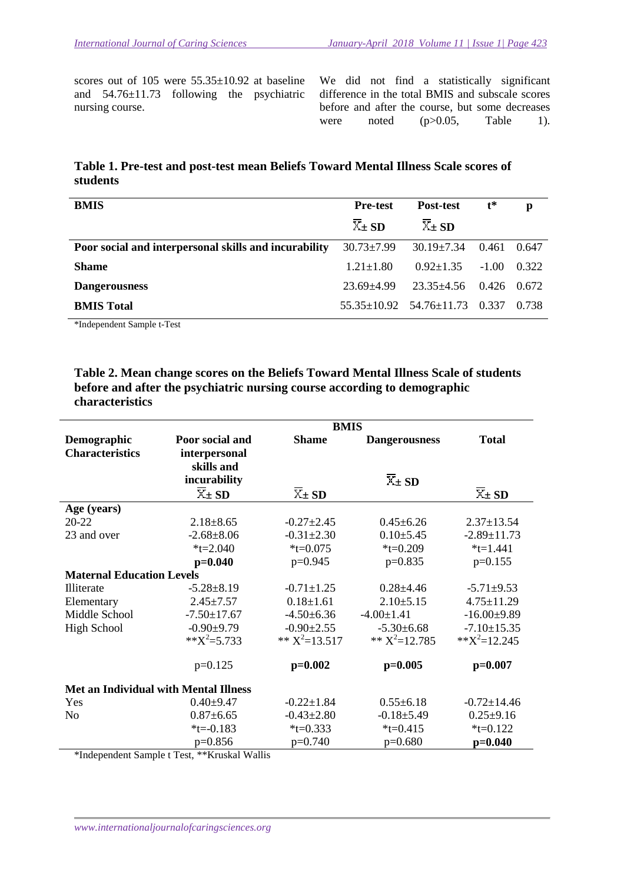scores out of 105 were 55.35±10.92 at baseline and 54.76±11.73 following the psychiatric nursing course.

We did not find a statistically significant difference in the total BMIS and subscale scores before and after the course, but some decreases were noted (p>0.05, Table 1).

**Table 1. Pre-test and post-test mean Beliefs Toward Mental Illness Scale scores of students**

| BMIS | Pre-test $\bar{X} \pm$ SD | Post-test $\bar{X} \pm$ SD | t* | p |
|---|---|---|---|---|
| **Poor social and interpersonal skills and incurability** | 30.73±7.99 | 30.19±7.34 | 0.461 | 0.647 |
| **Shame** | 1.21±1.80 | 0.92±1.35 | -1.00 | 0.322 |
| **Dangerousness** | 23.69±4.99 | 23.35±4.56 | 0.426 | 0.672 |
| **BMIS Total** | 55.35±10.92 | 54.76±11.73 | 0.337 | 0.738 |

*Independent Sample t-Test

**Table 2. Mean change scores on the Beliefs Toward Mental Illness Scale of students before and after the psychiatric nursing course according to demographic characteristics**

| Demographic Characteristics | Poor social and interpersonal skills and incurability $\bar{X} \pm$ SD | Shame $\bar{X} \pm$ SD | Dangerousness $\bar{X} \pm$ SD | Total $\bar{X} \pm$ SD |
|---|---|---|---|---|
| **Age (years)** | | | | |
| 20-22 | 2.18±8.65 | -0.27±2.45 | 0.45±6.26 | 2.37±13.54 |
| 23 and over | -2.68±8.06 | -0.31±2.30 | 0.10±5.45 | -2.89±11.73 |
| | *t=2.040 | *t=0.075 | *t=0.209 | *t=1.441 |
| | **p=0.040** | p=0.945 | p=0.835 | p=0.155 |
| **Maternal Education Levels** | | | | |
| Illiterate | -5.28±8.19 | -0.71±1.25 | 0.28±4.46 | -5.71±9.53 |
| Elementary | 2.45±7.57 | 0.18±1.61 | 2.10±5.15 | 4.75±11.29 |
| Middle School | -7.50±17.67 | -4.50±6.36 | -4.00±1.41 | -16.00±9.89 |
| High School | -0.90±9.79 | -0.90±2.55 | -5.30±6.68 | -7.10±15.35 |
| | **$X^2$=5.733 | ** $X^2$=13.517 | ** $X^2$=12.785 | **$X^2$=12.245 |
| | p=0.125 | **p=0.002** | **p=0.005** | **p=0.007** |
| **Met an Individual with Mental Illness** | | | | |
| Yes | 0.40±9.47 | -0.22±1.84 | 0.55±6.18 | -0.72±14.46 |
| No | 0.87±6.65 | -0.43±2.80 | -0.18±5.49 | 0.25±9.16 |
| | *t=-0.183 | *t=0.333 | *t=0.415 | *t=0.122 |
| | p=0.856 | p=0.740 | p=0.680 | **p=0.040** |

*Independent Sample t Test, **Kruskal Wallis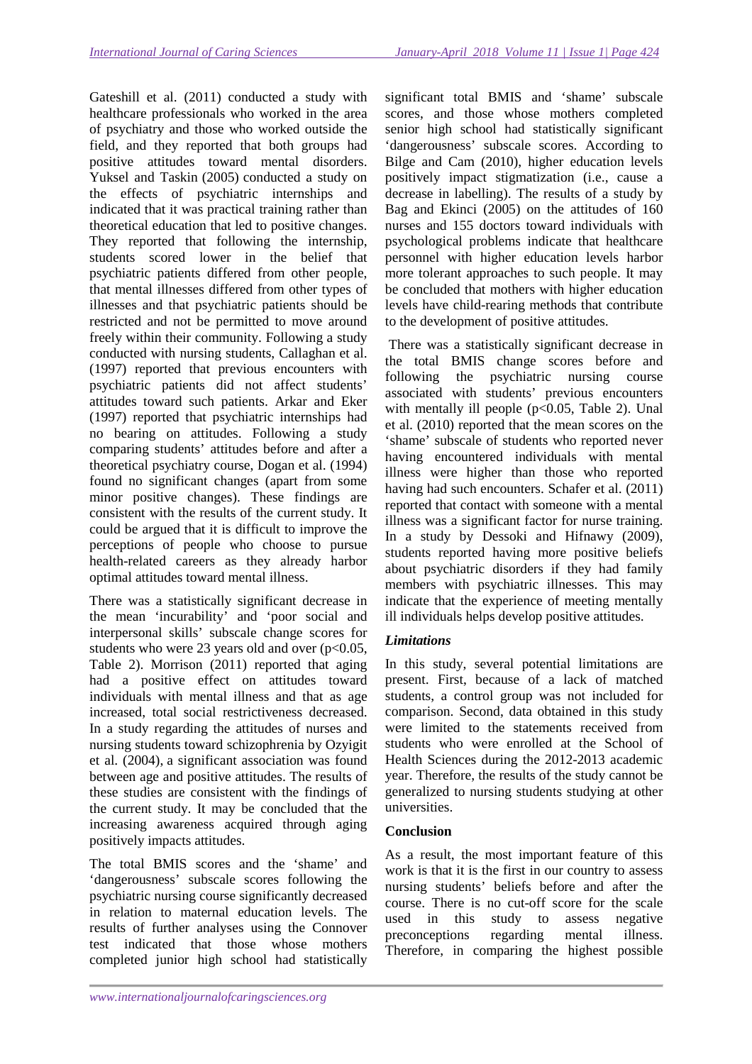Gateshill et al. (2011) conducted a study with healthcare professionals who worked in the area of psychiatry and those who worked outside the field, and they reported that both groups had positive attitudes toward mental disorders. Yuksel and Taskin (2005) conducted a study on the effects of psychiatric internships and indicated that it was practical training rather than theoretical education that led to positive changes. They reported that following the internship, students scored lower in the belief that psychiatric patients differed from other people, that mental illnesses differed from other types of illnesses and that psychiatric patients should be restricted and not be permitted to move around freely within their community. Following a study conducted with nursing students, Callaghan et al. (1997) reported that previous encounters with psychiatric patients did not affect students' attitudes toward such patients. Arkar and Eker (1997) reported that psychiatric internships had no bearing on attitudes. Following a study comparing students' attitudes before and after a theoretical psychiatry course, Dogan et al. (1994) found no significant changes (apart from some minor positive changes). These findings are consistent with the results of the current study. It could be argued that it is difficult to improve the perceptions of people who choose to pursue health-related careers as they already harbor optimal attitudes toward mental illness.

There was a statistically significant decrease in the mean 'incurability' and 'poor social and interpersonal skills' subscale change scores for students who were 23 years old and over ($p<0.05$, Table 2). Morrison (2011) reported that aging had a positive effect on attitudes toward individuals with mental illness and that as age increased, total social restrictiveness decreased. In a study regarding the attitudes of nurses and nursing students toward schizophrenia by Ozyigit et al. (2004), a significant association was found between age and positive attitudes. The results of these studies are consistent with the findings of the current study. It may be concluded that the increasing awareness acquired through aging positively impacts attitudes.

The total BMIS scores and the 'shame' and 'dangerousness' subscale scores following the psychiatric nursing course significantly decreased in relation to maternal education levels. The results of further analyses using the Connover test indicated that those whose mothers completed junior high school had statistically significant total BMIS and 'shame' subscale scores, and those whose mothers completed senior high school had statistically significant 'dangerousness' subscale scores. According to Bilge and Cam (2010), higher education levels positively impact stigmatization (i.e., cause a decrease in labelling). The results of a study by Bag and Ekinci (2005) on the attitudes of 160 nurses and 155 doctors toward individuals with psychological problems indicate that healthcare personnel with higher education levels harbor more tolerant approaches to such people. It may be concluded that mothers with higher education levels have child-rearing methods that contribute to the development of positive attitudes.

There was a statistically significant decrease in the total BMIS change scores before and following the psychiatric nursing course associated with students' previous encounters with mentally ill people ($p<0.05$, Table 2). Unal et al. (2010) reported that the mean scores on the 'shame' subscale of students who reported never having encountered individuals with mental illness were higher than those who reported having had such encounters. Schafer et al. (2011) reported that contact with someone with a mental illness was a significant factor for nurse training. In a study by Dessoki and Hifnawy (2009), students reported having more positive beliefs about psychiatric disorders if they had family members with psychiatric illnesses. This may indicate that the experience of meeting mentally ill individuals helps develop positive attitudes.

### *Limitations*

In this study, several potential limitations are present. First, because of a lack of matched students, a control group was not included for comparison. Second, data obtained in this study were limited to the statements received from students who were enrolled at the School of Health Sciences during the 2012-2013 academic year. Therefore, the results of the study cannot be generalized to nursing students studying at other universities.

## Conclusion

As a result, the most important feature of this work is that it is the first in our country to assess nursing students' beliefs before and after the course. There is no cut-off score for the scale used in this study to assess negative preconceptions regarding mental illness. Therefore, in comparing the highest possible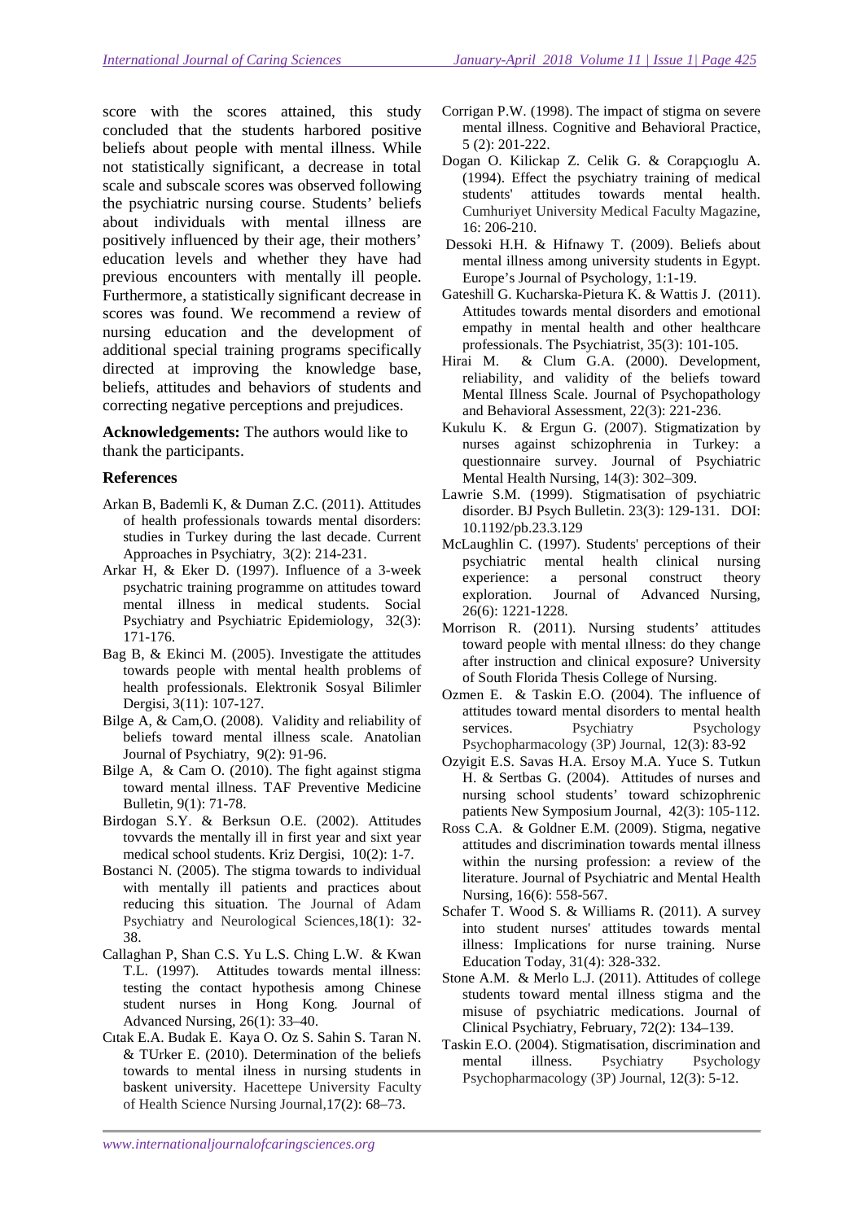score with the scores attained, this study concluded that the students harbored positive beliefs about people with mental illness. While not statistically significant, a decrease in total scale and subscale scores was observed following the psychiatric nursing course. Students' beliefs about individuals with mental illness are positively influenced by their age, their mothers' education levels and whether they have had previous encounters with mentally ill people. Furthermore, a statistically significant decrease in scores was found. We recommend a review of nursing education and the development of additional special training programs specifically directed at improving the knowledge base, beliefs, attitudes and behaviors of students and correcting negative perceptions and prejudices.

**Acknowledgements:** The authors would like to thank the participants.

## References

Arkan B, Bademli K, & Duman Z.C. (2011). Attitudes of health professionals towards mental disorders: studies in Turkey during the last decade. Current Approaches in Psychiatry, 3(2): 214-231.

Arkar H, & Eker D. (1997). Influence of a 3-week psychatric training programme on attitudes toward mental illness in medical students. Social Psychiatry and Psychiatric Epidemiology, 32(3): 171-176.

Bag B, & Ekinci M. (2005). Investigate the attitudes towards people with mental health problems of health professionals. Elektronik Sosyal Bilimler Dergisi, 3(11): 107-127.

Bilge A, & Cam,O. (2008). Validity and reliability of beliefs toward mental illness scale. Anatolian Journal of Psychiatry, 9(2): 91-96.

Bilge A, & Cam O. (2010). The fight against stigma toward mental illness. TAF Preventive Medicine Bulletin, 9(1): 71-78.

Birdogan S.Y. & Berksun O.E. (2002). Attitudes tovvards the mentally ill in first year and sixt year medical school students. Kriz Dergisi, 10(2): 1-7.

Bostanci N. (2005). The stigma towards to individual with mentally ill patients and practices about reducing this situation. The Journal of Adam Psychiatry and Neurological Sciences,18(1): 32-38.

Callaghan P, Shan C.S. Yu L.S. Ching L.W. & Kwan T.L. (1997). Attitudes towards mental illness: testing the contact hypothesis among Chinese student nurses in Hong Kong. Journal of Advanced Nursing, 26(1): 33–40.

Cıtak E.A. Budak E. Kaya O. Oz S. Sahin S. Taran N. & TUrker E. (2010). Determination of the beliefs towards to mental ilness in nursing students in baskent university. Hacettepe University Faculty of Health Science Nursing Journal,17(2): 68–73.

Corrigan P.W. (1998). The impact of stigma on severe mental illness. Cognitive and Behavioral Practice, 5 (2): 201-222.

Dogan O. Kilickap Z. Celik G. & Corapçıoglu A. (1994). Effect the psychiatry training of medical students' attitudes towards mental health. Cumhuriyet University Medical Faculty Magazine, 16: 206-210.

Dessoki H.H. & Hifnawy T. (2009). Beliefs about mental illness among university students in Egypt. Europe's Journal of Psychology, 1:1-19.

Gateshill G. Kucharska-Pietura K. & Wattis J. (2011). Attitudes towards mental disorders and emotional empathy in mental health and other healthcare professionals. The Psychiatrist, 35(3): 101-105.

Hirai M. & Clum G.A. (2000). Development, reliability, and validity of the beliefs toward Mental Illness Scale. Journal of Psychopathology and Behavioral Assessment, 22(3): 221-236.

Kukulu K. & Ergun G. (2007). Stigmatization by nurses against schizophrenia in Turkey: a questionnaire survey. Journal of Psychiatric Mental Health Nursing, 14(3): 302–309.

Lawrie S.M. (1999). Stigmatisation of psychiatric disorder. BJ Psych Bulletin. 23(3): 129-131. DOI: 10.1192/pb.23.3.129

McLaughlin C. (1997). Students' perceptions of their psychiatric mental health clinical nursing experience: a personal construct theory exploration. Journal of Advanced Nursing, 26(6): 1221-1228.

Morrison R. (2011). Nursing students' attitudes toward people with mental ıllness: do they change after instruction and clinical exposure? University of South Florida Thesis College of Nursing.

Ozmen E. & Taskin E.O. (2004). The influence of attitudes toward mental disorders to mental health services. Psychiatry Psychology Psychopharmacology (3P) Journal, 12(3): 83-92

Ozyigit E.S. Savas H.A. Ersoy M.A. Yuce S. Tutkun H. & Sertbas G. (2004). Attitudes of nurses and nursing school students' toward schizophrenic patients New Symposium Journal, 42(3): 105-112.

Ross C.A. & Goldner E.M. (2009). Stigma, negative attitudes and discrimination towards mental illness within the nursing profession: a review of the literature. Journal of Psychiatric and Mental Health Nursing, 16(6): 558-567.

Schafer T. Wood S. & Williams R. (2011). A survey into student nurses' attitudes towards mental illness: Implications for nurse training. Nurse Education Today, 31(4): 328-332.

Stone A.M. & Merlo L.J. (2011). Attitudes of college students toward mental illness stigma and the misuse of psychiatric medications. Journal of Clinical Psychiatry, February, 72(2): 134–139.

Taskin E.O. (2004). Stigmatisation, discrimination and mental illness. Psychiatry Psychology Psychopharmacology (3P) Journal, 12(3): 5-12.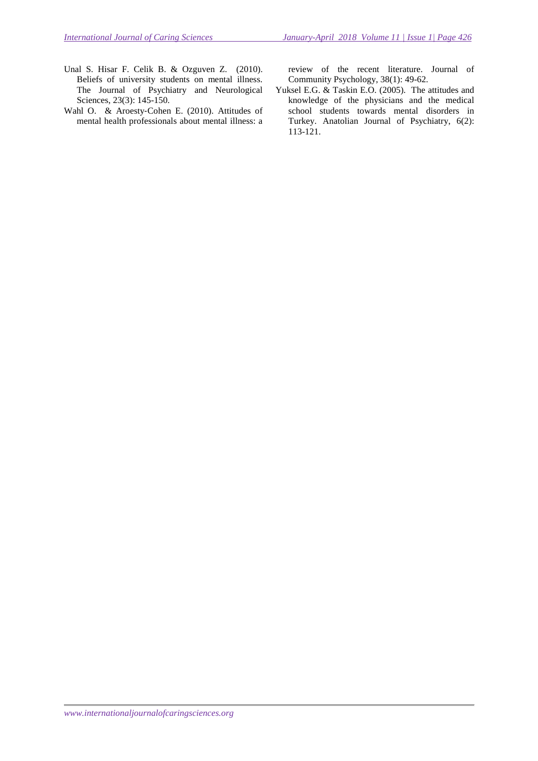Unal S. Hisar F. Celik B. & Ozguven Z. (2010). Beliefs of university students on mental illness. The Journal of Psychiatry and Neurological Sciences, 23(3): 145-150.

Wahl O. & Aroesty‐Cohen E. (2010). Attitudes of mental health professionals about mental illness: a review of the recent literature. Journal of Community Psychology, 38(1): 49-62.

Yuksel E.G. & Taskin E.O. (2005). The attitudes and knowledge of the physicians and the medical school students towards mental disorders in Turkey. Anatolian Journal of Psychiatry, 6(2): 113-121.